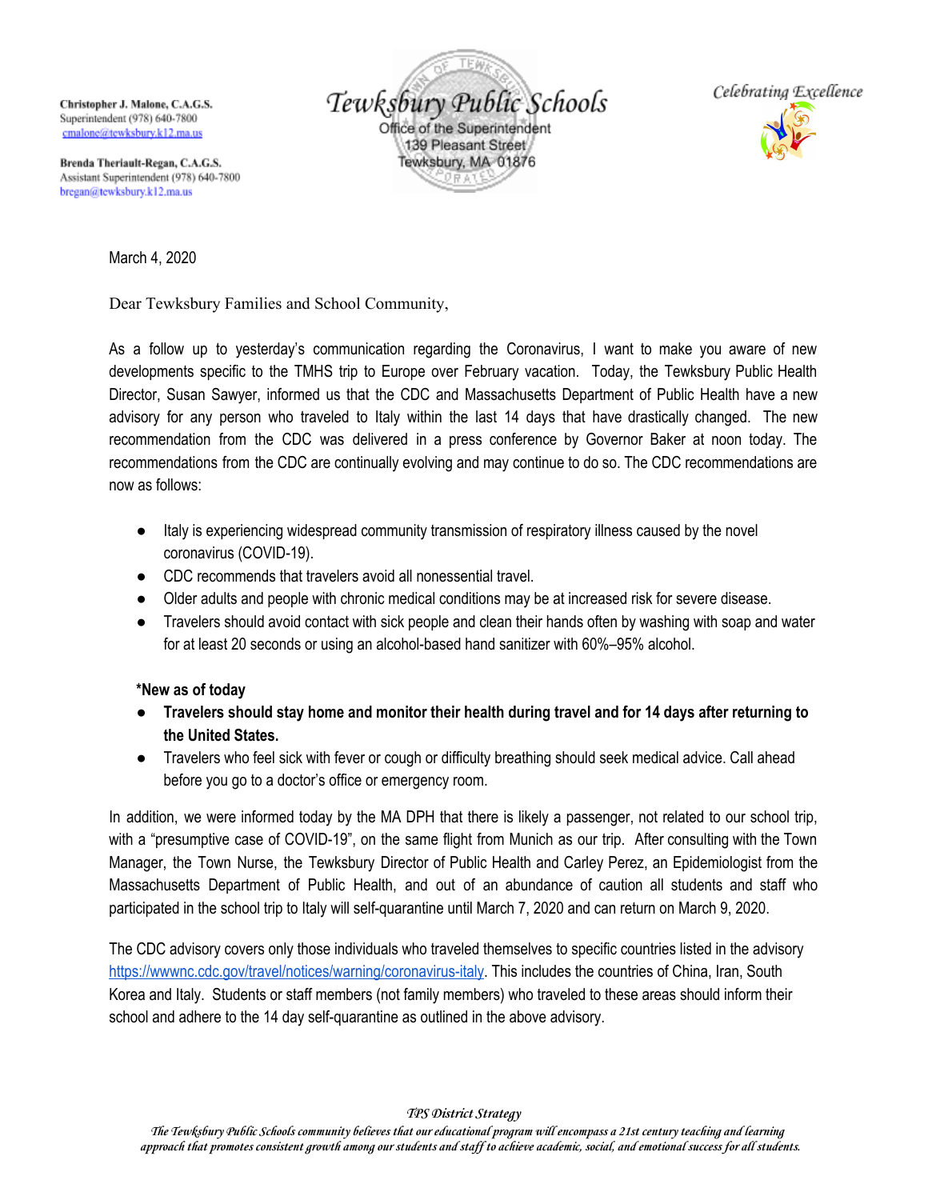**Christopher J. Malone, C.A.G.S.**
Superintendent (978) 640-7800
cmalone@tewksbury.k12.ma.us

**Brenda Theriault-Regan, C.A.G.S.**
Assistant Superintendent (978) 640-7800
bregan@tewksbury.k12.ma.us

# Tewksbury Public Schools

Office of the Superintendent
139 Pleasant Street
Tewksbury, MA 01876

*Celebrating Excellence*

March 4, 2020

Dear Tewksbury Families and School Community,

As a follow up to yesterday's communication regarding the Coronavirus, I want to make you aware of new developments specific to the TMHS trip to Europe over February vacation. Today, the Tewksbury Public Health Director, Susan Sawyer, informed us that the CDC and Massachusetts Department of Public Health have a new advisory for any person who traveled to Italy within the last 14 days that have drastically changed. The new recommendation from the CDC was delivered in a press conference by Governor Baker at noon today. The recommendations from the CDC are continually evolving and may continue to do so. The CDC recommendations are now as follows:

- Italy is experiencing widespread community transmission of respiratory illness caused by the novel coronavirus (COVID-19).
- CDC recommends that travelers avoid all nonessential travel.
- Older adults and people with chronic medical conditions may be at increased risk for severe disease.
- Travelers should avoid contact with sick people and clean their hands often by washing with soap and water for at least 20 seconds or using an alcohol-based hand sanitizer with 60%–95% alcohol.

**\*New as of today**

- **Travelers should stay home and monitor their health during travel and for 14 days after returning to the United States.**
- Travelers who feel sick with fever or cough or difficulty breathing should seek medical advice. Call ahead before you go to a doctor's office or emergency room.

In addition, we were informed today by the MA DPH that there is likely a passenger, not related to our school trip, with a "presumptive case of COVID-19", on the same flight from Munich as our trip. After consulting with the Town Manager, the Town Nurse, the Tewksbury Director of Public Health and Carley Perez, an Epidemiologist from the Massachusetts Department of Public Health, and out of an abundance of caution all students and staff who participated in the school trip to Italy will self-quarantine until March 7, 2020 and can return on March 9, 2020.

The CDC advisory covers only those individuals who traveled themselves to specific countries listed in the advisory https://wwwnc.cdc.gov/travel/notices/warning/coronavirus-italy. This includes the countries of China, Iran, South Korea and Italy. Students or staff members (not family members) who traveled to these areas should inform their school and adhere to the 14 day self-quarantine as outlined in the above advisory.

*TPS District Strategy*

*The Tewksbury Public Schools community believes that our educational program will encompass a 21st century teaching and learning approach that promotes consistent growth among our students and staff to achieve academic, social, and emotional success for all students.*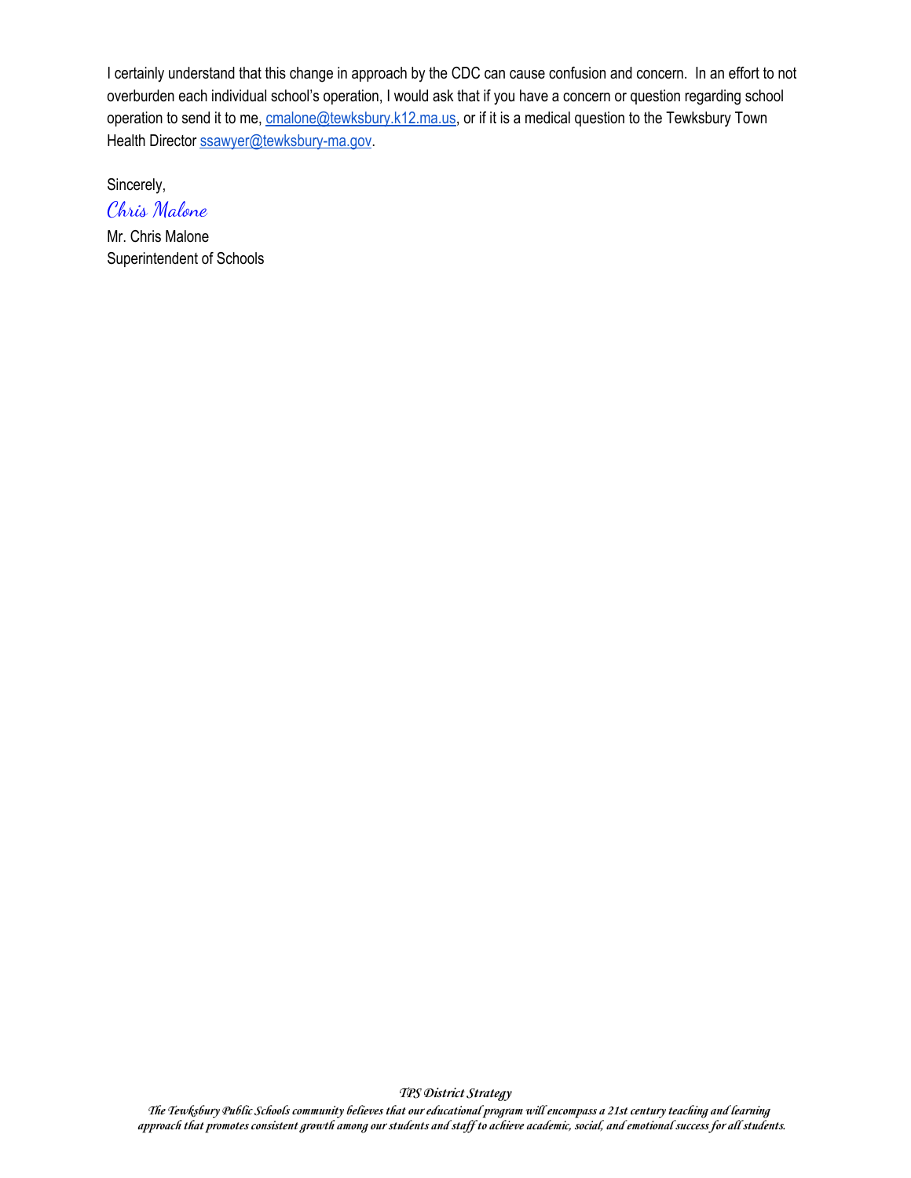I certainly understand that this change in approach by the CDC can cause confusion and concern. In an effort to not overburden each individual school's operation, I would ask that if you have a concern or question regarding school operation to send it to me, cmalone@tewksbury.k12.ma.us, or if it is a medical question to the Tewksbury Town Health Director ssawyer@tewksbury-ma.gov.

Sincerely,

*Chris Malone*

Mr. Chris Malone
Superintendent of Schools

***TPS District Strategy***

***The Tewksbury Public Schools community believes that our educational program will encompass a 21st century teaching and learning approach that promotes consistent growth among our students and staff to achieve academic, social, and emotional success for all students.***